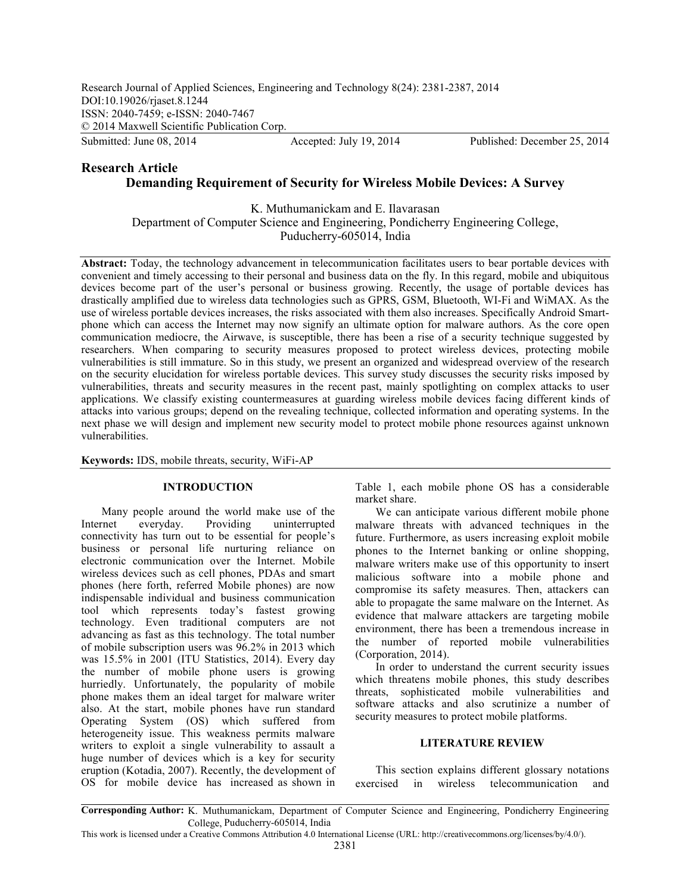Research Journal of Applied Sciences, Engineering and Technology 8(24): 2381-2387, 2014
DOI:10.19026/rjaset.8.1244
ISSN: 2040-7459; e-ISSN: 2040-7467
© 2014 Maxwell Scientific Publication Corp.

Submitted: June 08, 2014 Accepted: July 19, 2014 Published: December 25, 2014

**Research Article**

# Demanding Requirement of Security for Wireless Mobile Devices: A Survey

K. Muthumanickam and E. Ilavarasan
Department of Computer Science and Engineering, Pondicherry Engineering College, Puducherry-605014, India

**Abstract:** Today, the technology advancement in telecommunication facilitates users to bear portable devices with convenient and timely accessing to their personal and business data on the fly. In this regard, mobile and ubiquitous devices become part of the user's personal or business growing. Recently, the usage of portable devices has drastically amplified due to wireless data technologies such as GPRS, GSM, Bluetooth, WI-Fi and WiMAX. As the use of wireless portable devices increases, the risks associated with them also increases. Specifically Android Smart-phone which can access the Internet may now signify an ultimate option for malware authors. As the core open communication mediocre, the Airwave, is susceptible, there has been a rise of a security technique suggested by researchers. When comparing to security measures proposed to protect wireless devices, protecting mobile vulnerabilities is still immature. So in this study, we present an organized and widespread overview of the research on the security elucidation for wireless portable devices. This survey study discusses the security risks imposed by vulnerabilities, threats and security measures in the recent past, mainly spotlighting on complex attacks to user applications. We classify existing countermeasures at guarding wireless mobile devices facing different kinds of attacks into various groups; depend on the revealing technique, collected information and operating systems. In the next phase we will design and implement new security model to protect mobile phone resources against unknown vulnerabilities.

**Keywords:** IDS, mobile threats, security, WiFi-AP

## INTRODUCTION

Many people around the world make use of the Internet everyday. Providing uninterrupted connectivity has turn out to be essential for people's business or personal life nurturing reliance on electronic communication over the Internet. Mobile wireless devices such as cell phones, PDAs and smart phones (here forth, referred Mobile phones) are now indispensable individual and business communication tool which represents today's fastest growing technology. Even traditional computers are not advancing as fast as this technology. The total number of mobile subscription users was 96.2% in 2013 which was 15.5% in 2001 (ITU Statistics, 2014). Every day the number of mobile phone users is growing hurriedly. Unfortunately, the popularity of mobile phone makes them an ideal target for malware writer also. At the start, mobile phones have run standard Operating System (OS) which suffered from heterogeneity issue. This weakness permits malware writers to exploit a single vulnerability to assault a huge number of devices which is a key for security eruption (Kotadia, 2007). Recently, the development of OS for mobile device has increased as shown in Table 1, each mobile phone OS has a considerable market share.

We can anticipate various different mobile phone malware threats with advanced techniques in the future. Furthermore, as users increasing exploit mobile phones to the Internet banking or online shopping, malware writers make use of this opportunity to insert malicious software into a mobile phone and compromise its safety measures. Then, attackers can able to propagate the same malware on the Internet. As evidence that malware attackers are targeting mobile environment, there has been a tremendous increase in the number of reported mobile vulnerabilities (Corporation, 2014).

In order to understand the current security issues which threatens mobile phones, this study describes threats, sophisticated mobile vulnerabilities and software attacks and also scrutinize a number of security measures to protect mobile platforms.

## LITERATURE REVIEW

This section explains different glossary notations exercised in wireless telecommunication and

---

**Corresponding Author:** K. Muthumanickam, Department of Computer Science and Engineering, Pondicherry Engineering College, Puducherry-605014, India

This work is licensed under a Creative Commons Attribution 4.0 International License (URL: http://creativecommons.org/licenses/by/4.0/).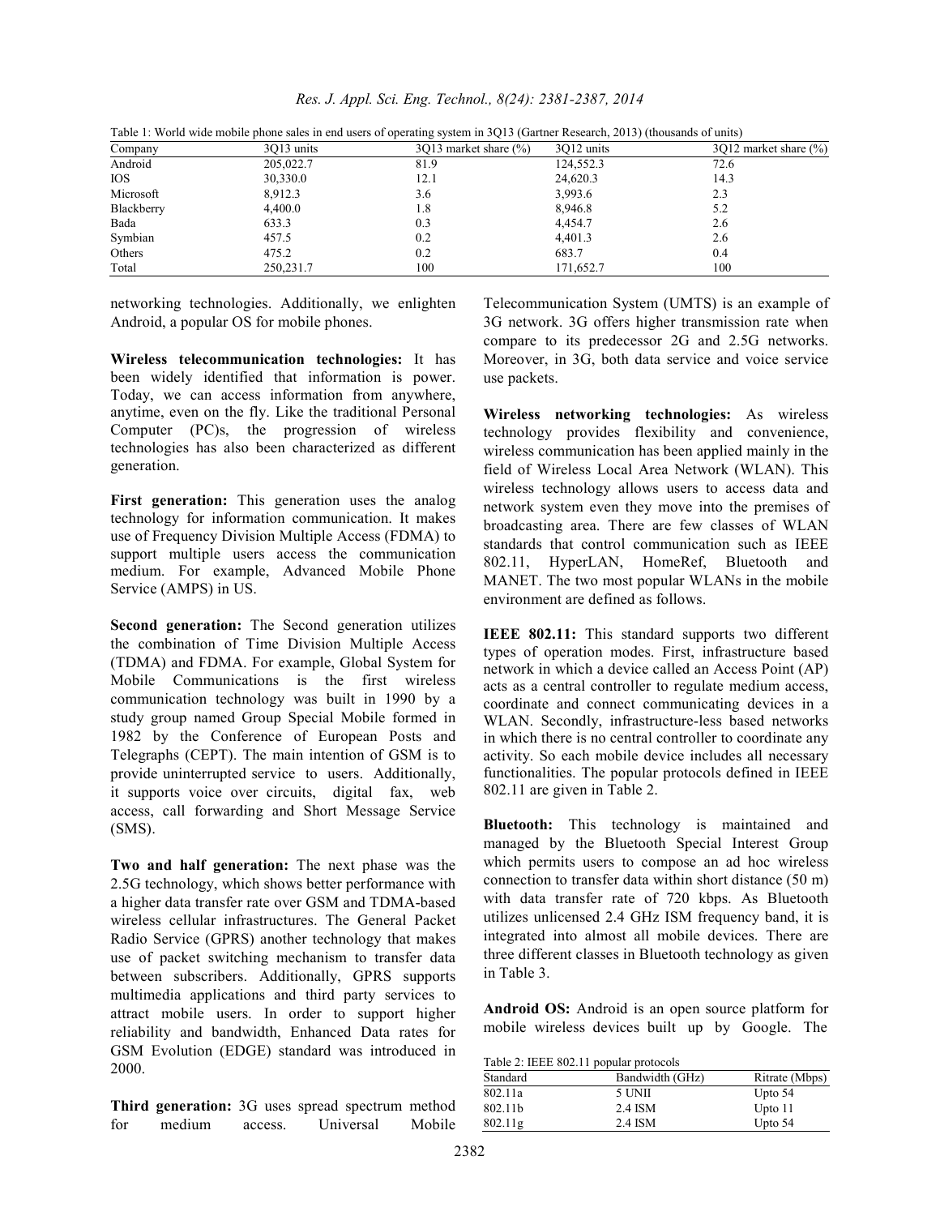Table 1: World wide mobile phone sales in end users of operating system in 3Q13 (Gartner Research, 2013) (thousands of units)

| Company | 3Q13 units | 3Q13 market share (%) | 3Q12 units | 3Q12 market share (%) |
|---|---|---|---|---|
| Android | 205,022.7 | 81.9 | 124,552.3 | 72.6 |
| IOS | 30,330.0 | 12.1 | 24,620.3 | 14.3 |
| Microsoft | 8,912.3 | 3.6 | 3,993.6 | 2.3 |
| Blackberry | 4,400.0 | 1.8 | 8,946.8 | 5.2 |
| Bada | 633.3 | 0.3 | 4,454.7 | 2.6 |
| Symbian | 457.5 | 0.2 | 4,401.3 | 2.6 |
| Others | 475.2 | 0.2 | 683.7 | 0.4 |
| Total | 250,231.7 | 100 | 171,652.7 | 100 |

networking technologies. Additionally, we enlighten Android, a popular OS for mobile phones.

**Wireless telecommunication technologies:** It has been widely identified that information is power. Today, we can access information from anywhere, anytime, even on the fly. Like the traditional Personal Computer (PC)s, the progression of wireless technologies has also been characterized as different generation.

**First generation:** This generation uses the analog technology for information communication. It makes use of Frequency Division Multiple Access (FDMA) to support multiple users access the communication medium. For example, Advanced Mobile Phone Service (AMPS) in US.

**Second generation:** The Second generation utilizes the combination of Time Division Multiple Access (TDMA) and FDMA. For example, Global System for Mobile Communications is the first wireless communication technology was built in 1990 by a study group named Group Special Mobile formed in 1982 by the Conference of European Posts and Telegraphs (CEPT). The main intention of GSM is to provide uninterrupted service to users. Additionally, it supports voice over circuits, digital fax, web access, call forwarding and Short Message Service (SMS).

**Two and half generation:** The next phase was the 2.5G technology, which shows better performance with a higher data transfer rate over GSM and TDMA-based wireless cellular infrastructures. The General Packet Radio Service (GPRS) another technology that makes use of packet switching mechanism to transfer data between subscribers. Additionally, GPRS supports multimedia applications and third party services to attract mobile users. In order to support higher reliability and bandwidth, Enhanced Data rates for GSM Evolution (EDGE) standard was introduced in 2000.

**Third generation:** 3G uses spread spectrum method for medium access. Universal Mobile Telecommunication System (UMTS) is an example of 3G network. 3G offers higher transmission rate when compare to its predecessor 2G and 2.5G networks. Moreover, in 3G, both data service and voice service use packets.

**Wireless networking technologies:** As wireless technology provides flexibility and convenience, wireless communication has been applied mainly in the field of Wireless Local Area Network (WLAN). This wireless technology allows users to access data and network system even they move into the premises of broadcasting area. There are few classes of WLAN standards that control communication such as IEEE 802.11, HyperLAN, HomeRef, Bluetooth and MANET. The two most popular WLANs in the mobile environment are defined as follows.

**IEEE 802.11:** This standard supports two different types of operation modes. First, infrastructure based network in which a device called an Access Point (AP) acts as a central controller to regulate medium access, coordinate and connect communicating devices in a WLAN. Secondly, infrastructure-less based networks in which there is no central controller to coordinate any activity. So each mobile device includes all necessary functionalities. The popular protocols defined in IEEE 802.11 are given in Table 2.

**Bluetooth:** This technology is maintained and managed by the Bluetooth Special Interest Group which permits users to compose an ad hoc wireless connection to transfer data within short distance (50 m) with data transfer rate of 720 kbps. As Bluetooth utilizes unlicensed 2.4 GHz ISM frequency band, it is integrated into almost all mobile devices. There are three different classes in Bluetooth technology as given in Table 3.

**Android OS:** Android is an open source platform for mobile wireless devices built up by Google. The

Table 2: IEEE 802.11 popular protocols

| Standard | Bandwidth (GHz) | Ritrate (Mbps) |
|---|---|---|
| 802.11a | 5 UNII | Upto 54 |
| 802.11b | 2.4 ISM | Upto 11 |
| 802.11g | 2.4 ISM | Upto 54 |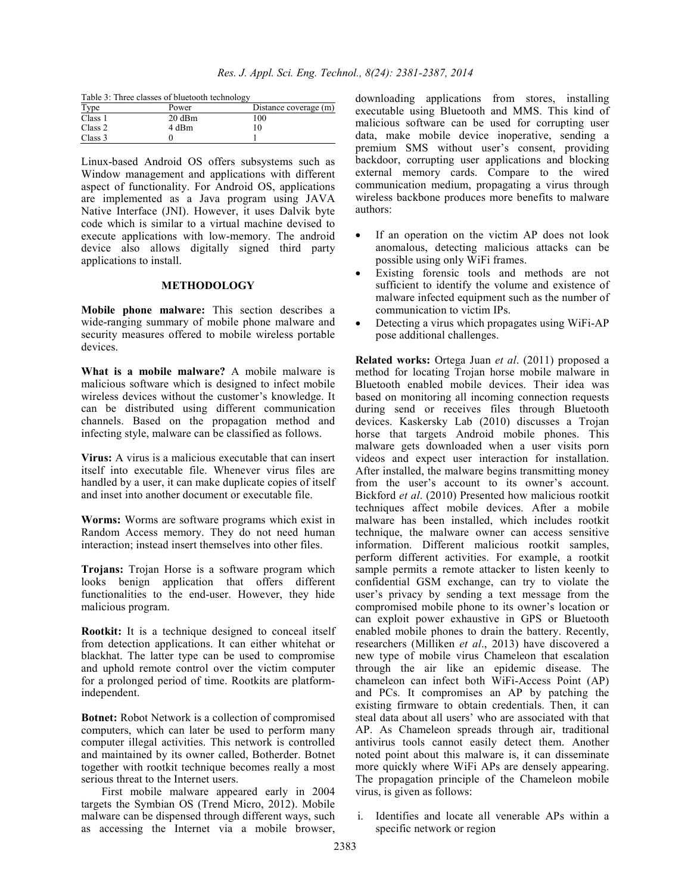Table 3: Three classes of bluetooth technology

| Type | Power | Distance coverage (m) |
|---|---|---|
| Class 1 | 20 dBm | 100 |
| Class 2 | 4 dBm | 10 |
| Class 3 | 0 | 1 |

Linux-based Android OS offers subsystems such as Window management and applications with different aspect of functionality. For Android OS, applications are implemented as a Java program using JAVA Native Interface (JNI). However, it uses Dalvik byte code which is similar to a virtual machine devised to execute applications with low-memory. The android device also allows digitally signed third party applications to install.

## METHODOLOGY

**Mobile phone malware:** This section describes a wide-ranging summary of mobile phone malware and security measures offered to mobile wireless portable devices.

**What is a mobile malware?** A mobile malware is malicious software which is designed to infect mobile wireless devices without the customer's knowledge. It can be distributed using different communication channels. Based on the propagation method and infecting style, malware can be classified as follows.

**Virus:** A virus is a malicious executable that can insert itself into executable file. Whenever virus files are handled by a user, it can make duplicate copies of itself and inset into another document or executable file.

**Worms:** Worms are software programs which exist in Random Access memory. They do not need human interaction; instead insert themselves into other files.

**Trojans:** Trojan Horse is a software program which looks benign application that offers different functionalities to the end-user. However, they hide malicious program.

**Rootkit:** It is a technique designed to conceal itself from detection applications. It can either whitehat or blackhat. The latter type can be used to compromise and uphold remote control over the victim computer for a prolonged period of time. Rootkits are platform-independent.

**Botnet:** Robot Network is a collection of compromised computers, which can later be used to perform many computer illegal activities. This network is controlled and maintained by its owner called, Botherder. Botnet together with rootkit technique becomes really a most serious threat to the Internet users.

First mobile malware appeared early in 2004 targets the Symbian OS (Trend Micro, 2012). Mobile malware can be dispensed through different ways, such as accessing the Internet via a mobile browser, downloading applications from stores, installing executable using Bluetooth and MMS. This kind of malicious software can be used for corrupting user data, make mobile device inoperative, sending a premium SMS without user's consent, providing backdoor, corrupting user applications and blocking external memory cards. Compare to the wired communication medium, propagating a virus through wireless backbone produces more benefits to malware authors:

- If an operation on the victim AP does not look anomalous, detecting malicious attacks can be possible using only WiFi frames.
- Existing forensic tools and methods are not sufficient to identify the volume and existence of malware infected equipment such as the number of communication to victim IPs.
- Detecting a virus which propagates using WiFi-AP pose additional challenges.

**Related works:** Ortega Juan *et al*. (2011) proposed a method for locating Trojan horse mobile malware in Bluetooth enabled mobile devices. Their idea was based on monitoring all incoming connection requests during send or receives files through Bluetooth devices. Kaskersky Lab (2010) discusses a Trojan horse that targets Android mobile phones. This malware gets downloaded when a user visits porn videos and expect user interaction for installation. After installed, the malware begins transmitting money from the user's account to its owner's account. Bickford *et al*. (2010) Presented how malicious rootkit techniques affect mobile devices. After a mobile malware has been installed, which includes rootkit technique, the malware owner can access sensitive information. Different malicious rootkit samples, perform different activities. For example, a rootkit sample permits a remote attacker to listen keenly to confidential GSM exchange, can try to violate the user's privacy by sending a text message from the compromised mobile phone to its owner's location or can exploit power exhaustive in GPS or Bluetooth enabled mobile phones to drain the battery. Recently, researchers (Milliken *et al*., 2013) have discovered a new type of mobile virus Chameleon that escalation through the air like an epidemic disease. The chameleon can infect both WiFi-Access Point (AP) and PCs. It compromises an AP by patching the existing firmware to obtain credentials. Then, it can steal data about all users' who are associated with that AP. As Chameleon spreads through air, traditional antivirus tools cannot easily detect them. Another noted point about this malware is, it can disseminate more quickly where WiFi APs are densely appearing. The propagation principle of the Chameleon mobile virus, is given as follows:

i. Identifies and locate all venerable APs within a specific network or region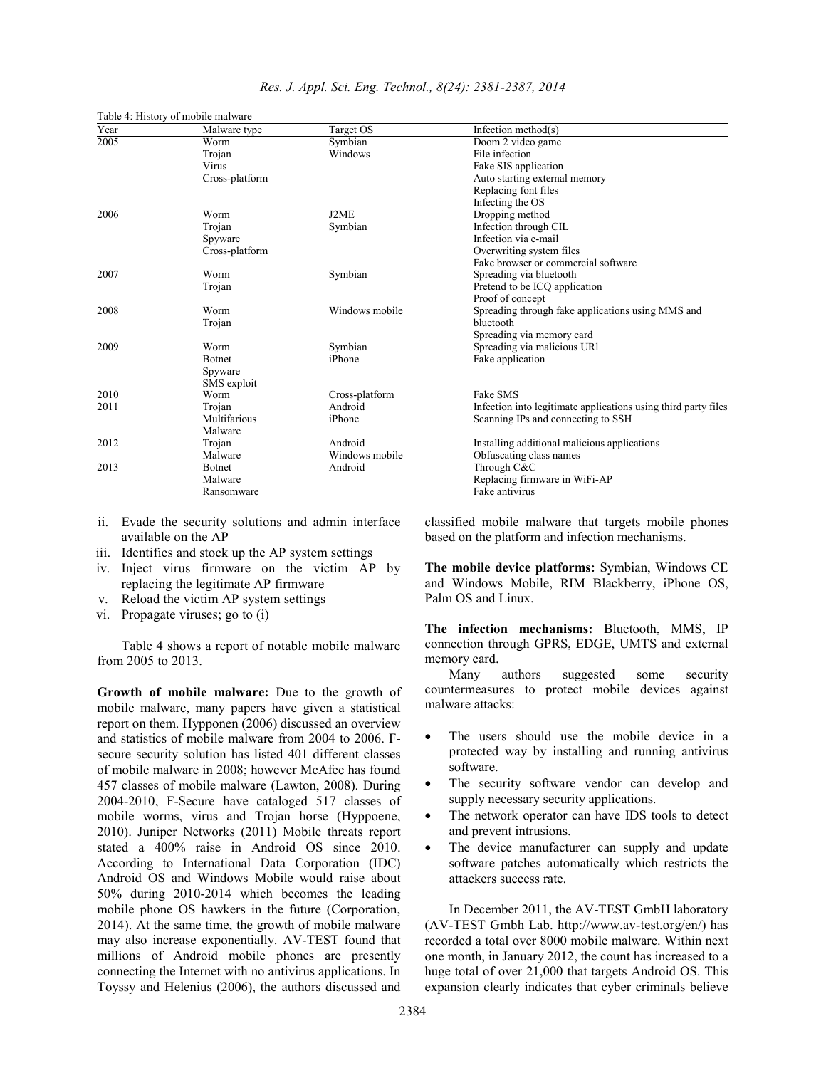Table 4: History of mobile malware

| Year | Malware type | Target OS | Infection method(s) |
|---|---|---|---|
| 2005 | Worm | Symbian | Doom 2 video game |
| | Trojan | Windows | File infection |
| | Virus | | Fake SIS application |
| | Cross-platform | | Auto starting external memory |
| | | | Replacing font files |
| | | | Infecting the OS |
| 2006 | Worm | J2ME | Dropping method |
| | Trojan | Symbian | Infection through CIL |
| | Spyware | | Infection via e-mail |
| | Cross-platform | | Overwriting system files |
| | | | Fake browser or commercial software |
| 2007 | Worm | Symbian | Spreading via bluetooth |
| | Trojan | | Pretend to be ICQ application |
| | | | Proof of concept |
| 2008 | Worm | Windows mobile | Spreading through fake applications using MMS and bluetooth |
| | Trojan | | |
| | | | Spreading via memory card |
| 2009 | Worm | Symbian | Spreading via malicious URl |
| | Botnet | iPhone | Fake application |
| | Spyware | | |
| | SMS exploit | | |
| 2010 | Worm | Cross-platform | Fake SMS |
| 2011 | Trojan | Android | Infection into legitimate applications using third party files |
| | Multifarious | iPhone | Scanning IPs and connecting to SSH |
| | Malware | | |
| 2012 | Trojan | Android | Installing additional malicious applications |
| | Malware | Windows mobile | Obfuscating class names |
| 2013 | Botnet | Android | Through C&C |
| | Malware | | Replacing firmware in WiFi-AP |
| | Ransomware | | Fake antivirus |

ii. Evade the security solutions and admin interface available on the AP
iii. Identifies and stock up the AP system settings
iv. Inject virus firmware on the victim AP by replacing the legitimate AP firmware
v. Reload the victim AP system settings
vi. Propagate viruses; go to (i)

Table 4 shows a report of notable mobile malware from 2005 to 2013.

**Growth of mobile malware:** Due to the growth of mobile malware, many papers have given a statistical report on them. Hypponen (2006) discussed an overview and statistics of mobile malware from 2004 to 2006. F-secure security solution has listed 401 different classes of mobile malware in 2008; however McAfee has found 457 classes of mobile malware (Lawton, 2008). During 2004-2010, F-Secure have cataloged 517 classes of mobile worms, virus and Trojan horse (Hyppoene, 2010). Juniper Networks (2011) Mobile threats report stated a 400% raise in Android OS since 2010. According to International Data Corporation (IDC) Android OS and Windows Mobile would raise about 50% during 2010-2014 which becomes the leading mobile phone OS hawkers in the future (Corporation, 2014). At the same time, the growth of mobile malware may also increase exponentially. AV-TEST found that millions of Android mobile phones are presently connecting the Internet with no antivirus applications. In Toyssy and Helenius (2006), the authors discussed and classified mobile malware that targets mobile phones based on the platform and infection mechanisms.

**The mobile device platforms:** Symbian, Windows CE and Windows Mobile, RIM Blackberry, iPhone OS, Palm OS and Linux.

**The infection mechanisms:** Bluetooth, MMS, IP connection through GPRS, EDGE, UMTS and external memory card.

Many authors suggested some security countermeasures to protect mobile devices against malware attacks:

- The users should use the mobile device in a protected way by installing and running antivirus software.
- The security software vendor can develop and supply necessary security applications.
- The network operator can have IDS tools to detect and prevent intrusions.
- The device manufacturer can supply and update software patches automatically which restricts the attackers success rate.

In December 2011, the AV-TEST GmbH laboratory (AV-TEST Gmbh Lab. http://www.av-test.org/en/) has recorded a total over 8000 mobile malware. Within next one month, in January 2012, the count has increased to a huge total of over 21,000 that targets Android OS. This expansion clearly indicates that cyber criminals believe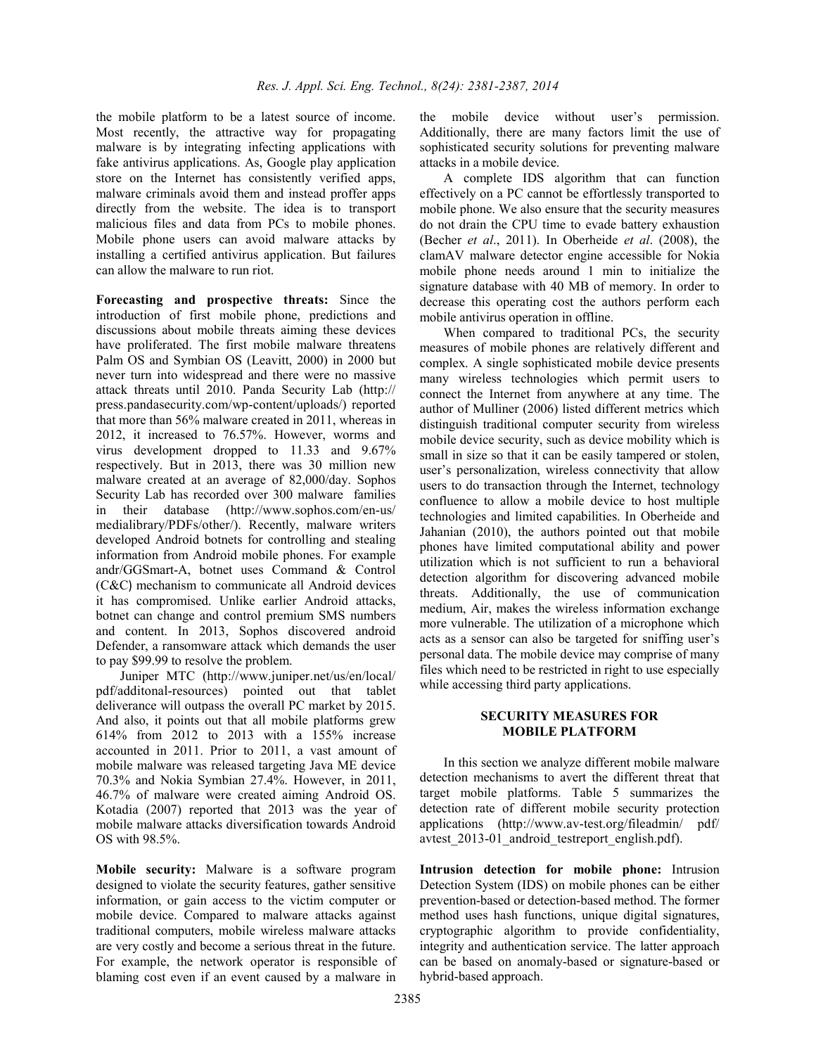the mobile platform to be a latest source of income. Most recently, the attractive way for propagating malware is by integrating infecting applications with fake antivirus applications. As, Google play application store on the Internet has consistently verified apps, malware criminals avoid them and instead proffer apps directly from the website. The idea is to transport malicious files and data from PCs to mobile phones. Mobile phone users can avoid malware attacks by installing a certified antivirus application. But failures can allow the malware to run riot.

**Forecasting and prospective threats:** Since the introduction of first mobile phone, predictions and discussions about mobile threats aiming these devices have proliferated. The first mobile malware threatens Palm OS and Symbian OS (Leavitt, 2000) in 2000 but never turn into widespread and there were no massive attack threats until 2010. Panda Security Lab (http://press.pandasecurity.com/wp-content/uploads/) reported that more than 56% malware created in 2011, whereas in 2012, it increased to 76.57%. However, worms and virus development dropped to 11.33 and 9.67% respectively. But in 2013, there was 30 million new malware created at an average of 82,000/day. Sophos Security Lab has recorded over 300 malware families in their database (http://www.sophos.com/en-us/medialibrary/PDFs/other/). Recently, malware writers developed Android botnets for controlling and stealing information from Android mobile phones. For example andr/GGSmart-A, botnet uses Command & Control (C&C) mechanism to communicate all Android devices it has compromised. Unlike earlier Android attacks, botnet can change and control premium SMS numbers and content. In 2013, Sophos discovered android Defender, a ransomware attack which demands the user to pay $99.99 to resolve the problem.

Juniper MTC (http://www.juniper.net/us/en/local/pdf/additonal-resources) pointed out that tablet deliverance will outpass the overall PC market by 2015. And also, it points out that all mobile platforms grew 614% from 2012 to 2013 with a 155% increase accounted in 2011. Prior to 2011, a vast amount of mobile malware was released targeting Java ME device 70.3% and Nokia Symbian 27.4%. However, in 2011, 46.7% of malware were created aiming Android OS. Kotadia (2007) reported that 2013 was the year of mobile malware attacks diversification towards Android OS with 98.5%.

**Mobile security:** Malware is a software program designed to violate the security features, gather sensitive information, or gain access to the victim computer or mobile device. Compared to malware attacks against traditional computers, mobile wireless malware attacks are very costly and become a serious threat in the future. For example, the network operator is responsible of blaming cost even if an event caused by a malware in the mobile device without user's permission. Additionally, there are many factors limit the use of sophisticated security solutions for preventing malware attacks in a mobile device.

A complete IDS algorithm that can function effectively on a PC cannot be effortlessly transported to mobile phone. We also ensure that the security measures do not drain the CPU time to evade battery exhaustion (Becher *et al*., 2011). In Oberheide *et al*. (2008), the clamAV malware detector engine accessible for Nokia mobile phone needs around 1 min to initialize the signature database with 40 MB of memory. In order to decrease this operating cost the authors perform each mobile antivirus operation in offline.

When compared to traditional PCs, the security measures of mobile phones are relatively different and complex. A single sophisticated mobile device presents many wireless technologies which permit users to connect the Internet from anywhere at any time. The author of Mulliner (2006) listed different metrics which distinguish traditional computer security from wireless mobile device security, such as device mobility which is small in size so that it can be easily tampered or stolen, user's personalization, wireless connectivity that allow users to do transaction through the Internet, technology confluence to allow a mobile device to host multiple technologies and limited capabilities. In Oberheide and Jahanian (2010), the authors pointed out that mobile phones have limited computational ability and power utilization which is not sufficient to run a behavioral detection algorithm for discovering advanced mobile threats. Additionally, the use of communication medium, Air, makes the wireless information exchange more vulnerable. The utilization of a microphone which acts as a sensor can also be targeted for sniffing user's personal data. The mobile device may comprise of many files which need to be restricted in right to use especially while accessing third party applications.

## SECURITY MEASURES FOR MOBILE PLATFORM

In this section we analyze different mobile malware detection mechanisms to avert the different threat that target mobile platforms. Table 5 summarizes the detection rate of different mobile security protection applications (http://www.av-test.org/fileadmin/ pdf/avtest_2013-01_android_testreport_english.pdf).

**Intrusion detection for mobile phone:** Intrusion Detection System (IDS) on mobile phones can be either prevention-based or detection-based method. The former method uses hash functions, unique digital signatures, cryptographic algorithm to provide confidentiality, integrity and authentication service. The latter approach can be based on anomaly-based or signature-based or hybrid-based approach.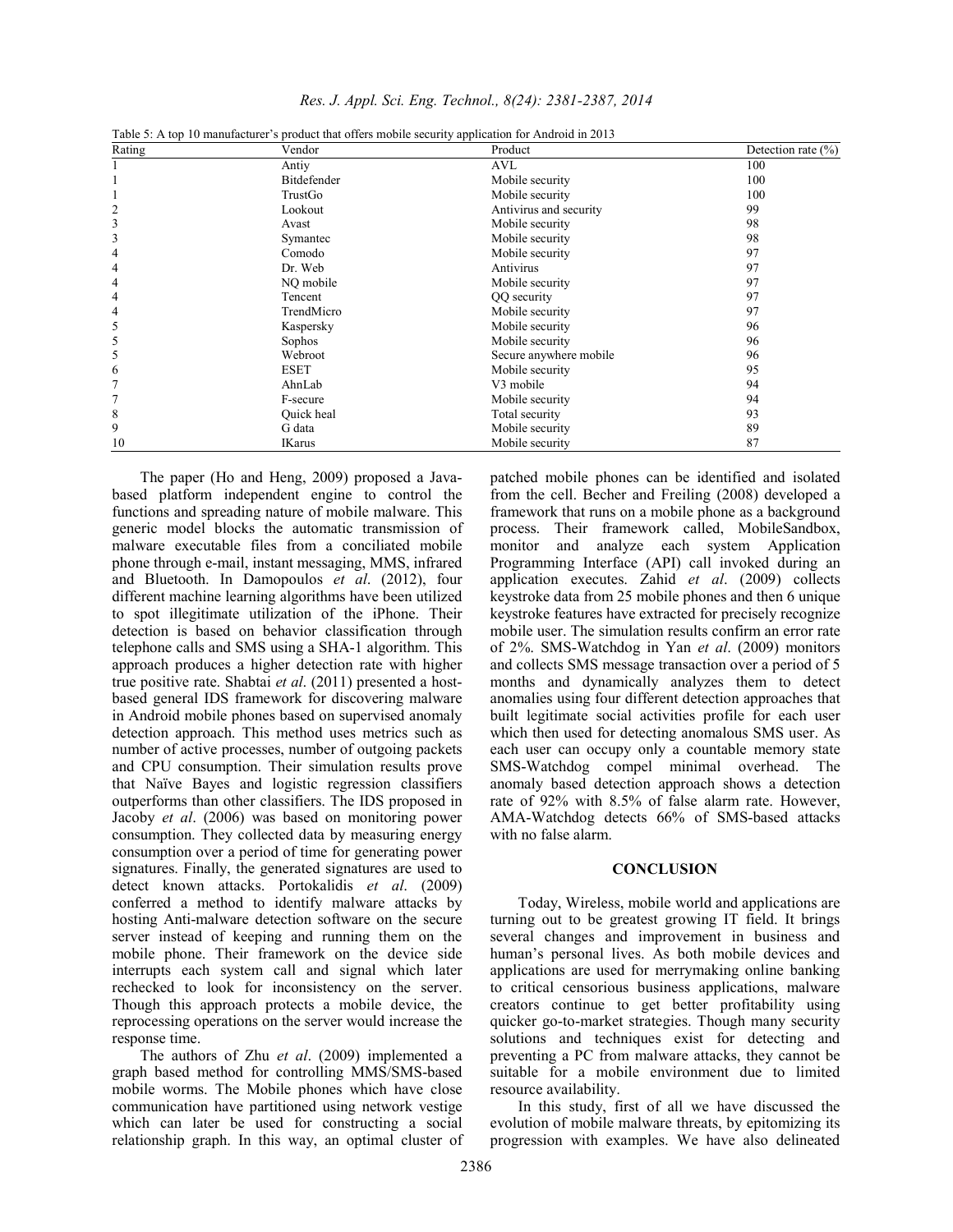Table 5: A top 10 manufacturer's product that offers mobile security application for Android in 2013

| Rating | Vendor | Product | Detection rate (%) |
|---|---|---|---|
| 1 | Antiy | AVL | 100 |
| 1 | Bitdefender | Mobile security | 100 |
| 1 | TrustGo | Mobile security | 100 |
| 2 | Lookout | Antivirus and security | 99 |
| 3 | Avast | Mobile security | 98 |
| 3 | Symantec | Mobile security | 98 |
| 4 | Comodo | Mobile security | 97 |
| 4 | Dr. Web | Antivirus | 97 |
| 4 | NQ mobile | Mobile security | 97 |
| 4 | Tencent | QQ security | 97 |
| 4 | TrendMicro | Mobile security | 97 |
| 5 | Kaspersky | Mobile security | 96 |
| 5 | Sophos | Mobile security | 96 |
| 5 | Webroot | Secure anywhere mobile | 96 |
| 6 | ESET | Mobile security | 95 |
| 7 | AhnLab | V3 mobile | 94 |
| 7 | F-secure | Mobile security | 94 |
| 8 | Quick heal | Total security | 93 |
| 9 | G data | Mobile security | 89 |
| 10 | IKarus | Mobile security | 87 |

The paper (Ho and Heng, 2009) proposed a Java-based platform independent engine to control the functions and spreading nature of mobile malware. This generic model blocks the automatic transmission of malware executable files from a conciliated mobile phone through e-mail, instant messaging, MMS, infrared and Bluetooth. In Damopoulos *et al*. (2012), four different machine learning algorithms have been utilized to spot illegitimate utilization of the iPhone. Their detection is based on behavior classification through telephone calls and SMS using a SHA-1 algorithm. This approach produces a higher detection rate with higher true positive rate. Shabtai *et al*. (2011) presented a host-based general IDS framework for discovering malware in Android mobile phones based on supervised anomaly detection approach. This method uses metrics such as number of active processes, number of outgoing packets and CPU consumption. Their simulation results prove that Naïve Bayes and logistic regression classifiers outperforms than other classifiers. The IDS proposed in Jacoby *et al*. (2006) was based on monitoring power consumption. They collected data by measuring energy consumption over a period of time for generating power signatures. Finally, the generated signatures are used to detect known attacks. Portokalidis *et al*. (2009) conferred a method to identify malware attacks by hosting Anti-malware detection software on the secure server instead of keeping and running them on the mobile phone. Their framework on the device side interrupts each system call and signal which later rechecked to look for inconsistency on the server. Though this approach protects a mobile device, the reprocessing operations on the server would increase the response time.

The authors of Zhu *et al*. (2009) implemented a graph based method for controlling MMS/SMS-based mobile worms. The Mobile phones which have close communication have partitioned using network vestige which can later be used for constructing a social relationship graph. In this way, an optimal cluster of patched mobile phones can be identified and isolated from the cell. Becher and Freiling (2008) developed a framework that runs on a mobile phone as a background process. Their framework called, MobileSandbox, monitor and analyze each system Application Programming Interface (API) call invoked during an application executes. Zahid *et al*. (2009) collects keystroke data from 25 mobile phones and then 6 unique keystroke features have extracted for precisely recognize mobile user. The simulation results confirm an error rate of 2%. SMS-Watchdog in Yan *et al*. (2009) monitors and collects SMS message transaction over a period of 5 months and dynamically analyzes them to detect anomalies using four different detection approaches that built legitimate social activities profile for each user which then used for detecting anomalous SMS user. As each user can occupy only a countable memory state SMS-Watchdog compel minimal overhead. The anomaly based detection approach shows a detection rate of 92% with 8.5% of false alarm rate. However, AMA-Watchdog detects 66% of SMS-based attacks with no false alarm.

## CONCLUSION

Today, Wireless, mobile world and applications are turning out to be greatest growing IT field. It brings several changes and improvement in business and human's personal lives. As both mobile devices and applications are used for merrymaking online banking to critical censorious business applications, malware creators continue to get better profitability using quicker go-to-market strategies. Though many security solutions and techniques exist for detecting and preventing a PC from malware attacks, they cannot be suitable for a mobile environment due to limited resource availability.

In this study, first of all we have discussed the evolution of mobile malware threats, by epitomizing its progression with examples. We have also delineated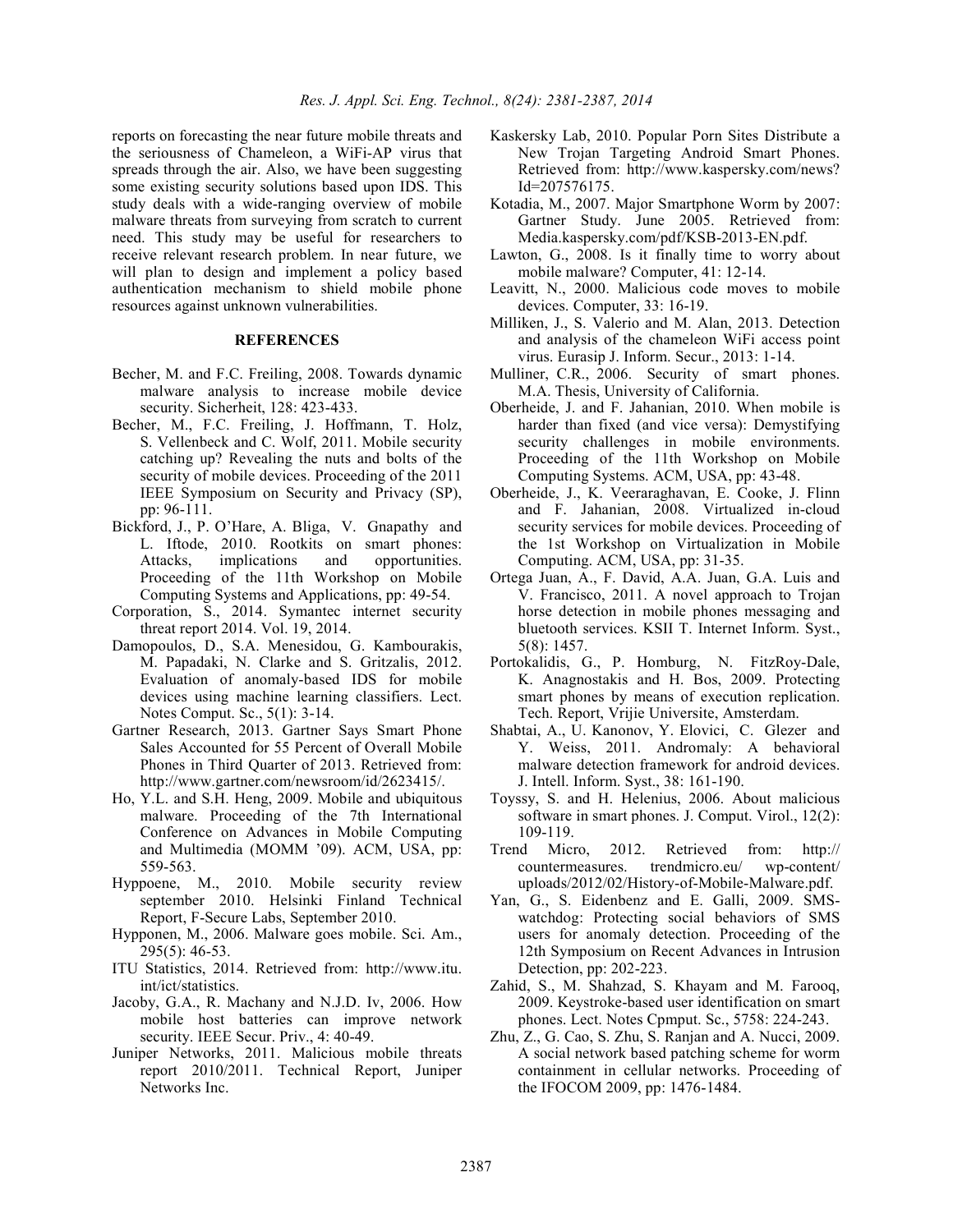reports on forecasting the near future mobile threats and the seriousness of Chameleon, a WiFi-AP virus that spreads through the air. Also, we have been suggesting some existing security solutions based upon IDS. This study deals with a wide-ranging overview of mobile malware threats from surveying from scratch to current need. This study may be useful for researchers to receive relevant research problem. In near future, we will plan to design and implement a policy based authentication mechanism to shield mobile phone resources against unknown vulnerabilities.

## REFERENCES

Becher, M. and F.C. Freiling, 2008. Towards dynamic malware analysis to increase mobile device security. Sicherheit, 128: 423-433.

Becher, M., F.C. Freiling, J. Hoffmann, T. Holz, S. Vellenbeck and C. Wolf, 2011. Mobile security catching up? Revealing the nuts and bolts of the security of mobile devices. Proceeding of the 2011 IEEE Symposium on Security and Privacy (SP), pp: 96-111.

Bickford, J., P. O'Hare, A. Bliga, V. Gnapathy and L. Iftode, 2010. Rootkits on smart phones: Attacks, implications and opportunities. Proceeding of the 11th Workshop on Mobile Computing Systems and Applications, pp: 49-54.

Corporation, S., 2014. Symantec internet security threat report 2014. Vol. 19, 2014.

Damopoulos, D., S.A. Menesidou, G. Kambourakis, M. Papadaki, N. Clarke and S. Gritzalis, 2012. Evaluation of anomaly-based IDS for mobile devices using machine learning classifiers. Lect. Notes Comput. Sc., 5(1): 3-14.

Gartner Research, 2013. Gartner Says Smart Phone Sales Accounted for 55 Percent of Overall Mobile Phones in Third Quarter of 2013. Retrieved from: http://www.gartner.com/newsroom/id/2623415/.

Ho, Y.L. and S.H. Heng, 2009. Mobile and ubiquitous malware. Proceeding of the 7th International Conference on Advances in Mobile Computing and Multimedia (MOMM '09). ACM, USA, pp: 559-563.

Hyppoene, M., 2010. Mobile security review september 2010. Helsinki Finland Technical Report, F-Secure Labs, September 2010.

Hypponen, M., 2006. Malware goes mobile. Sci. Am., 295(5): 46-53.

ITU Statistics, 2014. Retrieved from: http://www.itu.int/ict/statistics.

Jacoby, G.A., R. Machany and N.J.D. Iv, 2006. How mobile host batteries can improve network security. IEEE Secur. Priv., 4: 40-49.

Juniper Networks, 2011. Malicious mobile threats report 2010/2011. Technical Report, Juniper Networks Inc.

Kaskersky Lab, 2010. Popular Porn Sites Distribute a New Trojan Targeting Android Smart Phones. Retrieved from: http://www.kaspersky.com/news?Id=207576175.

Kotadia, M., 2007. Major Smartphone Worm by 2007: Gartner Study. June 2005. Retrieved from: Media.kaspersky.com/pdf/KSB-2013-EN.pdf.

Lawton, G., 2008. Is it finally time to worry about mobile malware? Computer, 41: 12-14.

Leavitt, N., 2000. Malicious code moves to mobile devices. Computer, 33: 16-19.

Milliken, J., S. Valerio and M. Alan, 2013. Detection and analysis of the chameleon WiFi access point virus. Eurasip J. Inform. Secur., 2013: 1-14.

Mulliner, C.R., 2006. Security of smart phones. M.A. Thesis, University of California.

Oberheide, J. and F. Jahanian, 2010. When mobile is harder than fixed (and vice versa): Demystifying security challenges in mobile environments. Proceeding of the 11th Workshop on Mobile Computing Systems. ACM, USA, pp: 43-48.

Oberheide, J., K. Veeraraghavan, E. Cooke, J. Flinn and F. Jahanian, 2008. Virtualized in-cloud security services for mobile devices. Proceeding of the 1st Workshop on Virtualization in Mobile Computing. ACM, USA, pp: 31-35.

Ortega Juan, A., F. David, A.A. Juan, G.A. Luis and V. Francisco, 2011. A novel approach to Trojan horse detection in mobile phones messaging and bluetooth services. KSII T. Internet Inform. Syst., 5(8): 1457.

Portokalidis, G., P. Homburg, N. FitzRoy-Dale, K. Anagnostakis and H. Bos, 2009. Protecting smart phones by means of execution replication. Tech. Report, Vrijie Universite, Amsterdam.

Shabtai, A., U. Kanonov, Y. Elovici, C. Glezer and Y. Weiss, 2011. Andromaly: A behavioral malware detection framework for android devices. J. Intell. Inform. Syst., 38: 161-190.

Toyssy, S. and H. Helenius, 2006. About malicious software in smart phones. J. Comput. Virol., 12(2): 109-119.

Trend Micro, 2012. Retrieved from: http://countermeasures. trendmicro.eu/ wp-content/uploads/2012/02/History-of-Mobile-Malware.pdf.

Yan, G., S. Eidenbenz and E. Galli, 2009. SMS-watchdog: Protecting social behaviors of SMS users for anomaly detection. Proceeding of the 12th Symposium on Recent Advances in Intrusion Detection, pp: 202-223.

Zahid, S., M. Shahzad, S. Khayam and M. Farooq, 2009. Keystroke-based user identification on smart phones. Lect. Notes Cpmput. Sc., 5758: 224-243.

Zhu, Z., G. Cao, S. Zhu, S. Ranjan and A. Nucci, 2009. A social network based patching scheme for worm containment in cellular networks. Proceeding of the IFOCOM 2009, pp: 1476-1484.